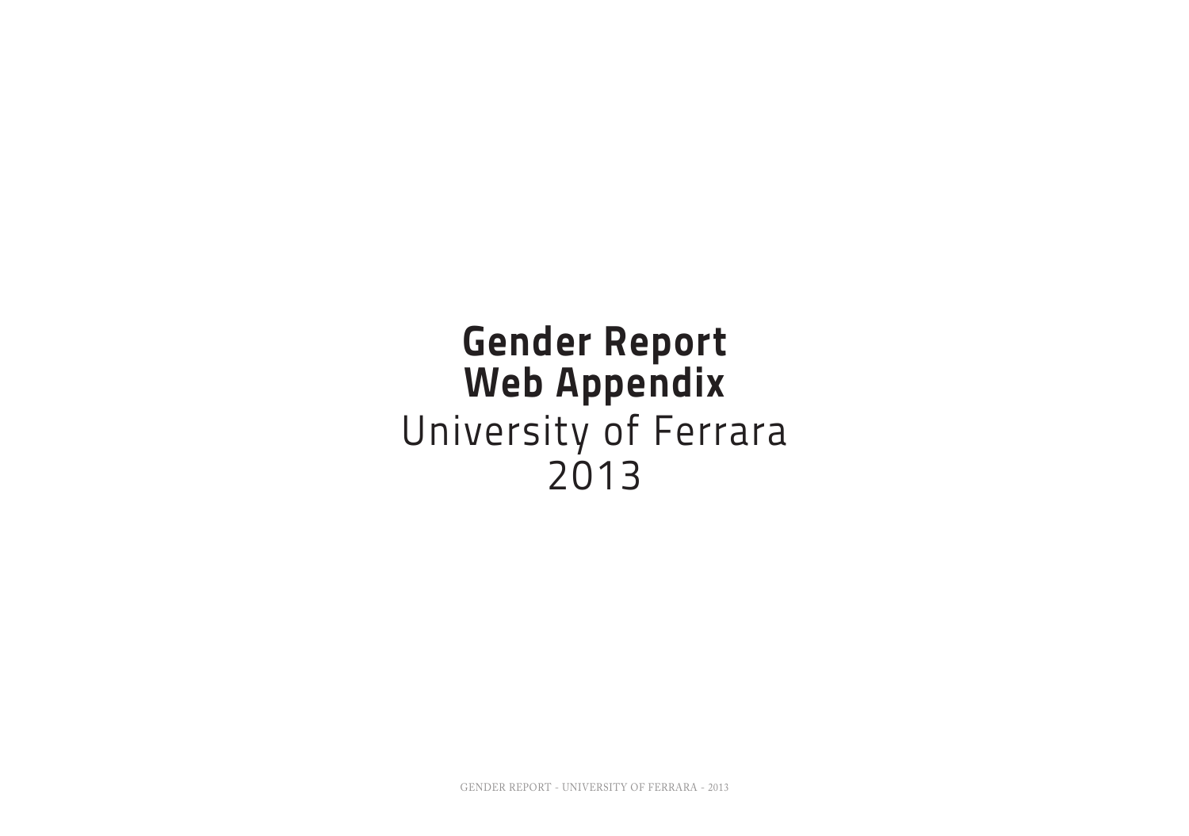# Gender Report
# Web Appendix

University of Ferrara
2013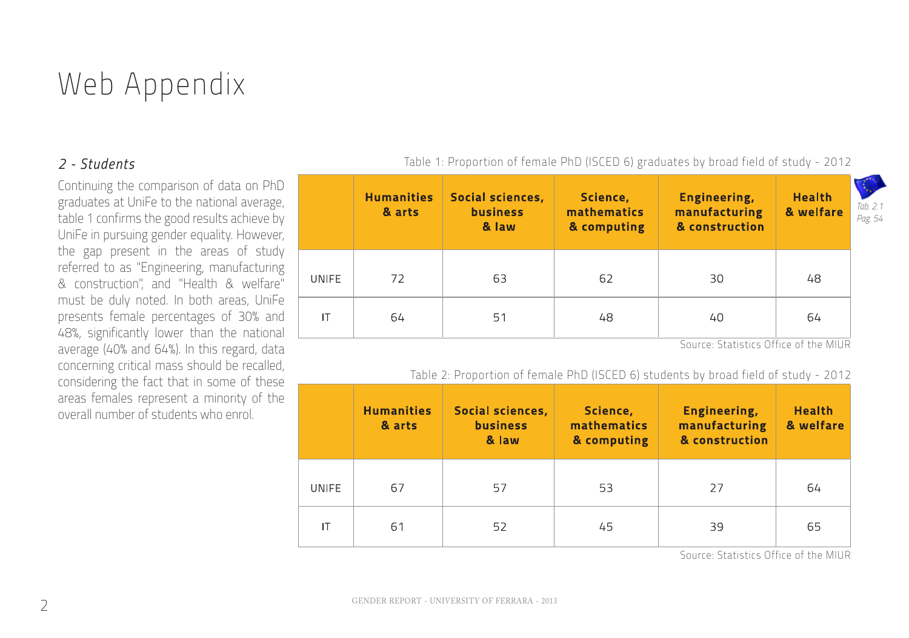# Web Appendix

## *2 - Students*

Continuing the comparison of data on PhD graduates at UniFe to the national average, table 1 confirms the good results achieve by UniFe in pursuing gender equality. However, the gap present in the areas of study referred to as "Engineering, manufacturing & construction", and "Health & welfare" must be duly noted. In both areas, UniFe presents female percentages of 30% and 48%, significantly lower than the national average (40% and 64%). In this regard, data concerning critical mass should be recalled, considering the fact that in some of these areas females represent a minority of the overall number of students who enrol.

Table 1: Proportion of female PhD (ISCED 6) graduates by broad field of study - 2012

*Tab. 2.1 Pag. 54*

| | **Humanities & arts** | **Social sciences, business & law** | **Science, mathematics & computing** | **Engineering, manufacturing & construction** | **Health & welfare** |
|---|---|---|---|---|---|
| UNIFE | 72 | 63 | 62 | 30 | 48 |
| IT | 64 | 51 | 48 | 40 | 64 |

Source: Statistics Office of the MIUR

Table 2: Proportion of female PhD (ISCED 6) students by broad field of study - 2012

| | **Humanities & arts** | **Social sciences, business & law** | **Science, mathematics & computing** | **Engineering, manufacturing & construction** | **Health & welfare** |
|---|---|---|---|---|---|
| UNIFE | 67 | 57 | 53 | 27 | 64 |
| IT | 61 | 52 | 45 | 39 | 65 |

Source: Statistics Office of the MIUR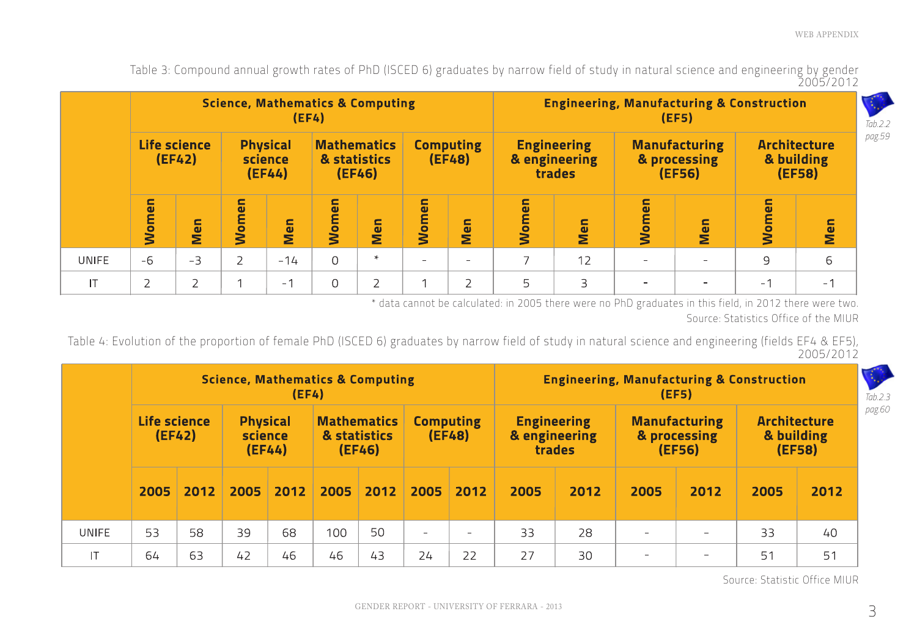Table 3: Compound annual growth rates of PhD (ISCED 6) graduates by narrow field of study in natural science and engineering by gender 2005/2012

| | Science, Mathematics & Computing (EF4) | | | | | | | | Engineering, Manufacturing & Construction (EF5) | | | | | |
|---|---|---|---|---|---|---|---|---|---|---|---|---|---|---|
| | Life science (EF42) | | Physical science (EF44) | | Mathematics & statistics (EF46) | | Computing (EF48) | | Engineering & engineering trades | | Manufacturing & processing (EF56) | | Architecture & building (EF58) | |
| | Women | Men | Women | Men | Women | Men | Women | Men | Women | Men | Women | Men | Women | Men |
| UNIFE | -6 | -3 | 2 | -14 | 0 | * | - | - | 7 | 12 | - | - | 9 | 6 |
| IT | 2 | 2 | 1 | -1 | 0 | 2 | 1 | 2 | 5 | 3 | - | - | -1 | -1 |

*Tab.2.2 pag.59*

\* data cannot be calculated: in 2005 there were no PhD graduates in this field, in 2012 there were two.

Source: Statistics Office of the MIUR

Table 4: Evolution of the proportion of female PhD (ISCED 6) graduates by narrow field of study in natural science and engineering (fields EF4 & EF5), 2005/2012

| | Science, Mathematics & Computing (EF4) | | | | | | | | Engineering, Manufacturing & Construction (EF5) | | | | | |
|---|---|---|---|---|---|---|---|---|---|---|---|---|---|---|
| | Life science (EF42) | | Physical science (EF44) | | Mathematics & statistics (EF46) | | Computing (EF48) | | Engineering & engineering trades | | Manufacturing & processing (EF56) | | Architecture & building (EF58) | |
| | 2005 | 2012 | 2005 | 2012 | 2005 | 2012 | 2005 | 2012 | 2005 | 2012 | 2005 | 2012 | 2005 | 2012 |
| UNIFE | 53 | 58 | 39 | 68 | 100 | 50 | - | - | 33 | 28 | - | - | 33 | 40 |
| IT | 64 | 63 | 42 | 46 | 46 | 43 | 24 | 22 | 27 | 30 | - | - | 51 | 51 |

*Tab.2.3 pag.60*

Source: Statistic Office MIUR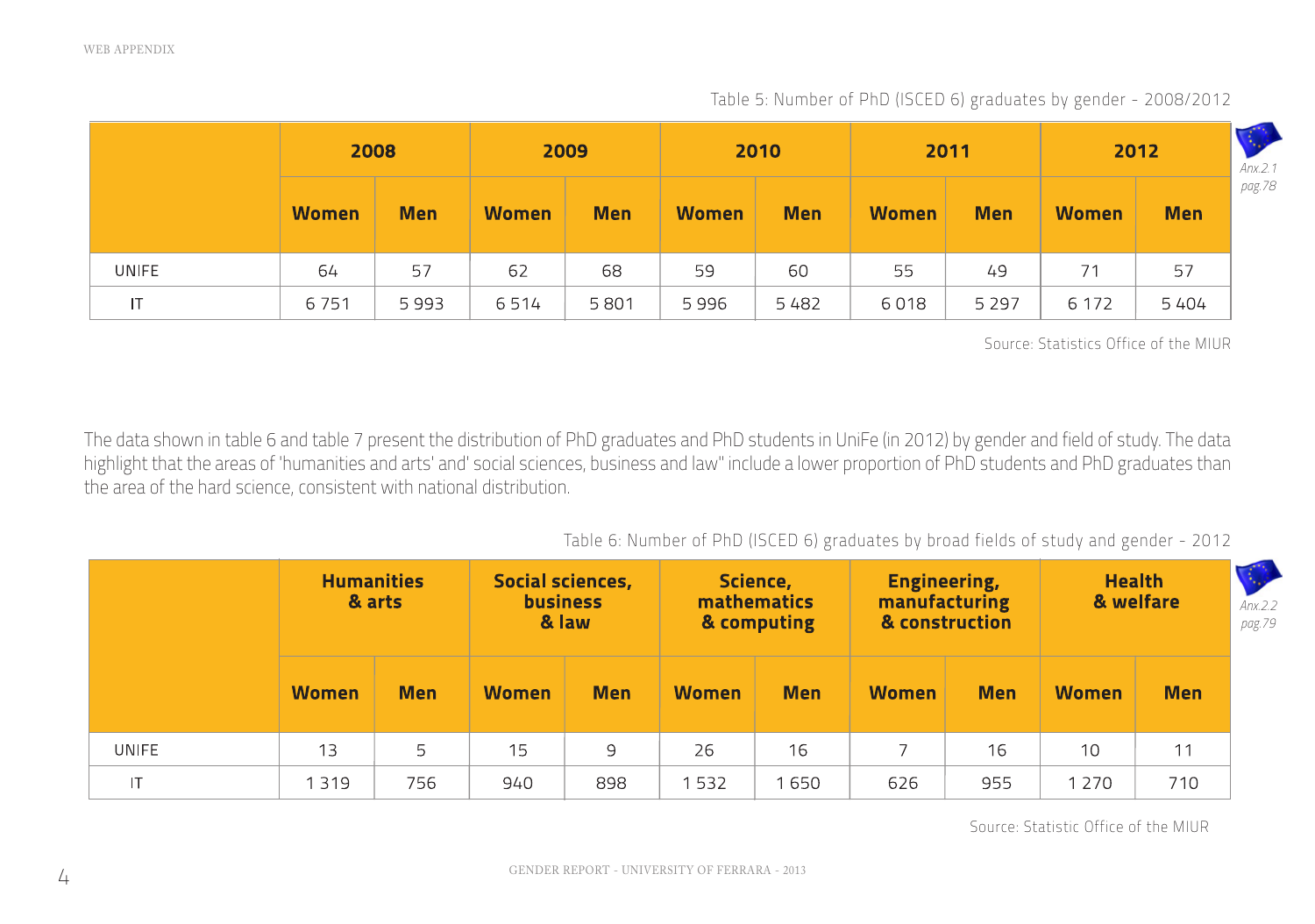Table 5: Number of PhD (ISCED 6) graduates by gender - 2008/2012

| | 2008 | | 2009 | | 2010 | | 2011 | | 2012 | |
|---|---|---|---|---|---|---|---|---|---|---|
| | Women | Men | Women | Men | Women | Men | Women | Men | Women | Men |
| UNIFE | 64 | 57 | 62 | 68 | 59 | 60 | 55 | 49 | 71 | 57 |
| IT | 6 751 | 5 993 | 6 514 | 5 801 | 5 996 | 5 482 | 6 018 | 5 297 | 6 172 | 5 404 |

*Anx.2.1 pag.78*

Source: Statistics Office of the MIUR

The data shown in table 6 and table 7 present the distribution of PhD graduates and PhD students in UniFe (in 2012) by gender and field of study. The data highlight that the areas of 'humanities and arts' and' social sciences, business and law" include a lower proportion of PhD students and PhD graduates than the area of the hard science, consistent with national distribution.

Table 6: Number of PhD (ISCED 6) graduates by broad fields of study and gender - 2012

| | Humanities & arts | | Social sciences, business & law | | Science, mathematics & computing | | Engineering, manufacturing & construction | | Health & welfare | |
|---|---|---|---|---|---|---|---|---|---|---|
| | Women | Men | Women | Men | Women | Men | Women | Men | Women | Men |
| UNIFE | 13 | 5 | 15 | 9 | 26 | 16 | 7 | 16 | 10 | 11 |
| IT | 1 319 | 756 | 940 | 898 | 1 532 | 1 650 | 626 | 955 | 1 270 | 710 |

*Anx.2.2 pag.79*

Source: Statistic Office of the MIUR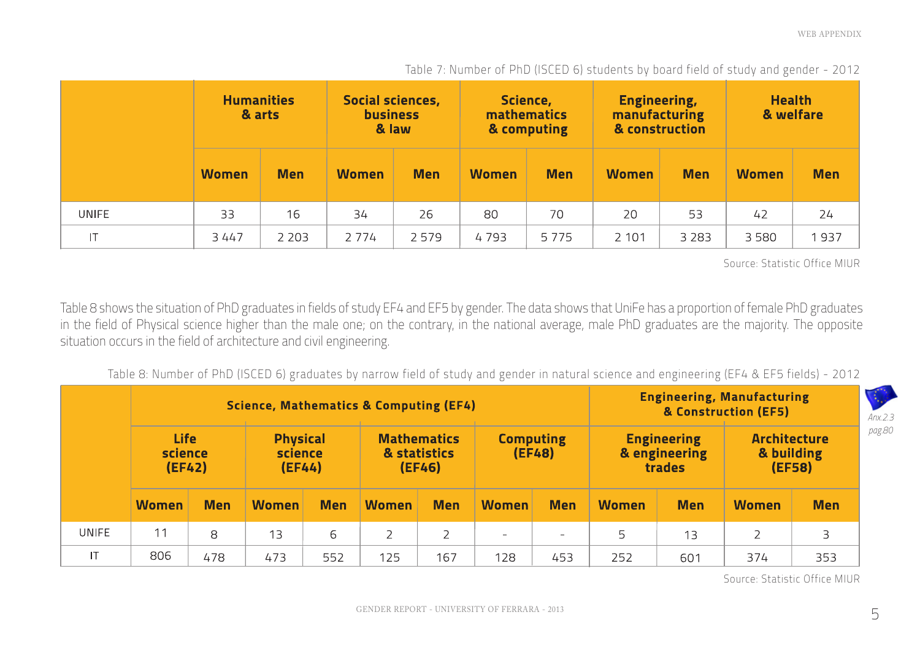Table 7: Number of PhD (ISCED 6) students by board field of study and gender - 2012

| | Humanities & arts | | Social sciences, business & law | | Science, mathematics & computing | | Engineering, manufacturing & construction | | Health & welfare | |
|---|---|---|---|---|---|---|---|---|---|---|
| | Women | Men | Women | Men | Women | Men | Women | Men | Women | Men |
| UNIFE | 33 | 16 | 34 | 26 | 80 | 70 | 20 | 53 | 42 | 24 |
| IT | 3 447 | 2 203 | 2 774 | 2 579 | 4 793 | 5 775 | 2 101 | 3 283 | 3 580 | 1 937 |

Source: Statistic Office MIUR

Table 8 shows the situation of PhD graduates in fields of study EF4 and EF5 by gender. The data shows that UniFe has a proportion of female PhD graduates in the field of Physical science higher than the male one; on the contrary, in the national average, male PhD graduates are the majority. The opposite situation occurs in the field of architecture and civil engineering.

Table 8: Number of PhD (ISCED 6) graduates by narrow field of study and gender in natural science and engineering (EF4 & EF5 fields) - 2012

| | Science, Mathematics & Computing (EF4) | | | | | | | | Engineering, Manufacturing & Construction (EF5) | | | |
|---|---|---|---|---|---|---|---|---|---|---|---|---|
| | Life science (EF42) | | Physical science (EF44) | | Mathematics & statistics (EF46) | | Computing (EF48) | | Engineering & engineering trades | | Architecture & building (EF58) | |
| | Women | Men | Women | Men | Women | Men | Women | Men | Women | Men | Women | Men |
| UNIFE | 11 | 8 | 13 | 6 | 2 | 2 | - | - | 5 | 13 | 2 | 3 |
| IT | 806 | 478 | 473 | 552 | 125 | 167 | 128 | 453 | 252 | 601 | 374 | 353 |

Anx.2.3 pag.80

Source: Statistic Office MIUR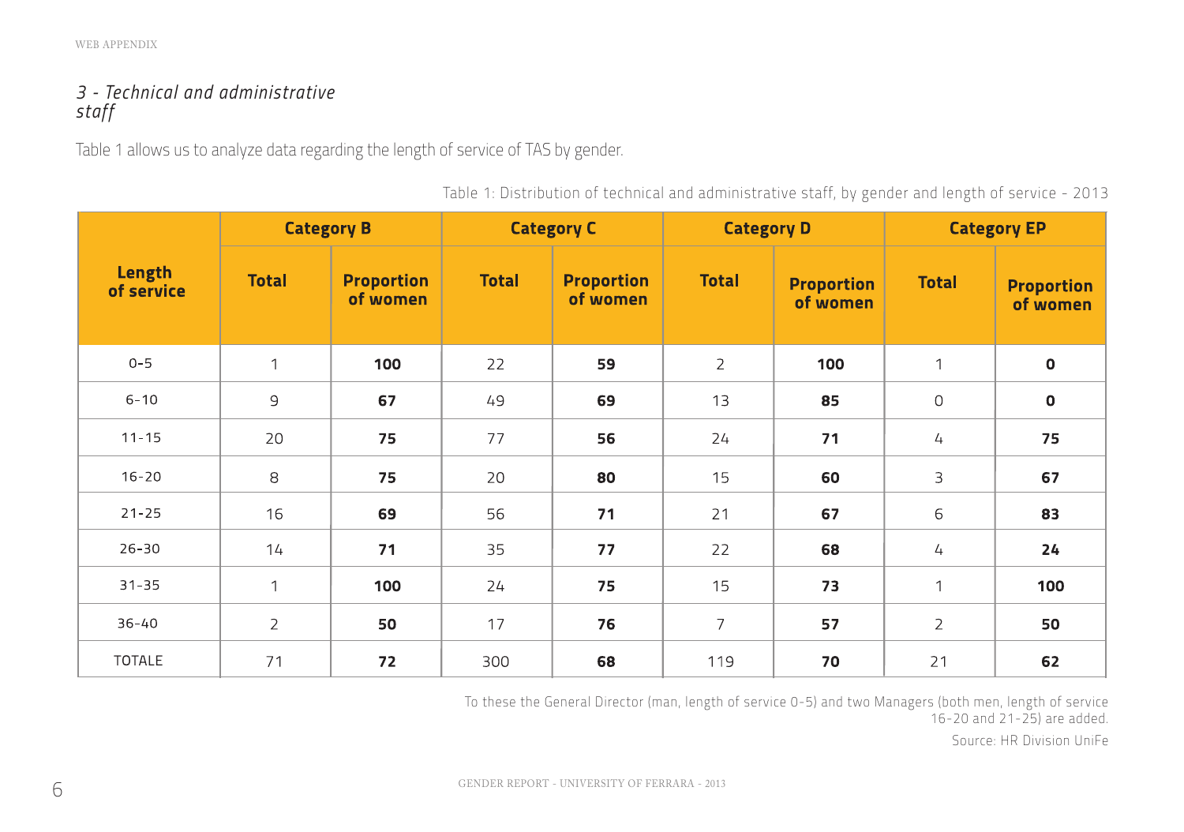### *3 - Technical and administrative staff*

Table 1 allows us to analyze data regarding the length of service of TAS by gender.

Table 1: Distribution of technical and administrative staff, by gender and length of service - 2013

| Length of service | Category B | | Category C | | Category D | | Category EP | |
|---|---|---|---|---|---|---|---|---|
| | Total | Proportion of women | Total | Proportion of women | Total | Proportion of women | Total | Proportion of women |
| 0-5 | 1 | **100** | 22 | **59** | 2 | **100** | 1 | **0** |
| 6-10 | 9 | **67** | 49 | **69** | 13 | **85** | 0 | **0** |
| 11-15 | 20 | **75** | 77 | **56** | 24 | **71** | 4 | **75** |
| 16-20 | 8 | **75** | 20 | **80** | 15 | **60** | 3 | **67** |
| 21-25 | 16 | **69** | 56 | **71** | 21 | **67** | 6 | **83** |
| 26-30 | 14 | **71** | 35 | **77** | 22 | **68** | 4 | **24** |
| 31-35 | 1 | **100** | 24 | **75** | 15 | **73** | 1 | **100** |
| 36-40 | 2 | **50** | 17 | **76** | 7 | **57** | 2 | **50** |
| TOTALE | 71 | **72** | 300 | **68** | 119 | **70** | 21 | **62** |

To these the General Director (man, length of service 0-5) and two Managers (both men, length of service 16-20 and 21-25) are added.

Source: HR Division UniFe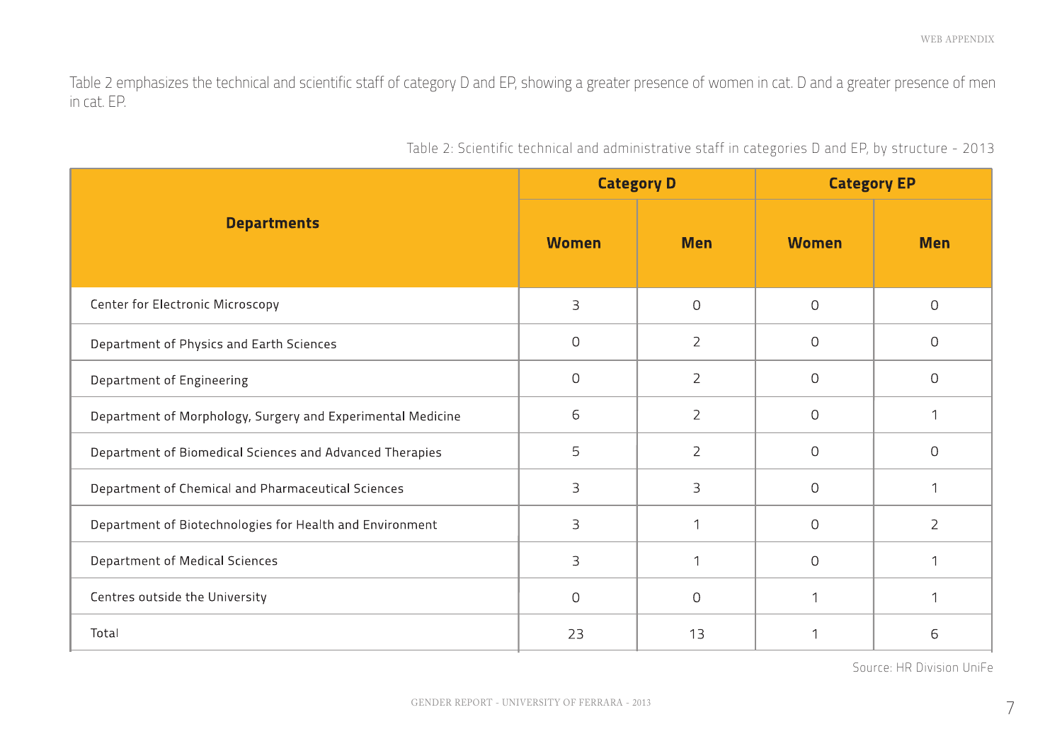Table 2 emphasizes the technical and scientific staff of category D and EP, showing a greater presence of women in cat. D and a greater presence of men in cat. EP.

Table 2: Scientific technical and administrative staff in categories D and EP, by structure - 2013

| Departments | Category D | | Category EP | |
|---|---|---|---|---|
| | Women | Men | Women | Men |
| Center for Electronic Microscopy | 3 | 0 | 0 | 0 |
| Department of Physics and Earth Sciences | 0 | 2 | 0 | 0 |
| Department of Engineering | 0 | 2 | 0 | 0 |
| Department of Morphology, Surgery and Experimental Medicine | 6 | 2 | 0 | 1 |
| Department of Biomedical Sciences and Advanced Therapies | 5 | 2 | 0 | 0 |
| Department of Chemical and Pharmaceutical Sciences | 3 | 3 | 0 | 1 |
| Department of Biotechnologies for Health and Environment | 3 | 1 | 0 | 2 |
| Department of Medical Sciences | 3 | 1 | 0 | 1 |
| Centres outside the University | 0 | 0 | 1 | 1 |
| Total | 23 | 13 | 1 | 6 |

Source: HR Division UniFe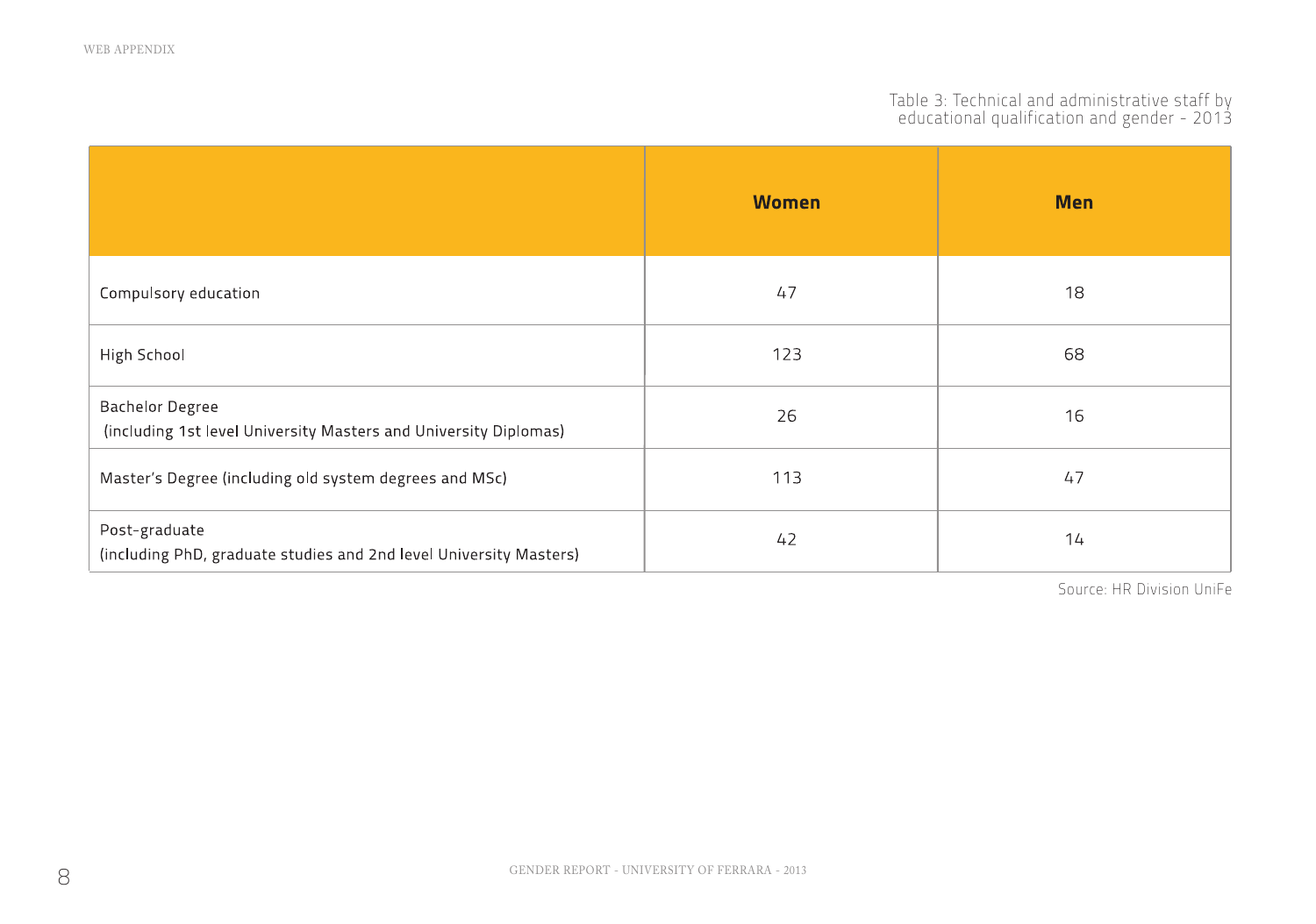Table 3: Technical and administrative staff by educational qualification and gender - 2013

| | Women | Men |
|---|---|---|
| Compulsory education | 47 | 18 |
| High School | 123 | 68 |
| Bachelor Degree (including 1st level University Masters and University Diplomas) | 26 | 16 |
| Master's Degree (including old system degrees and MSc) | 113 | 47 |
| Post-graduate (including PhD, graduate studies and 2nd level University Masters) | 42 | 14 |

Source: HR Division UniFe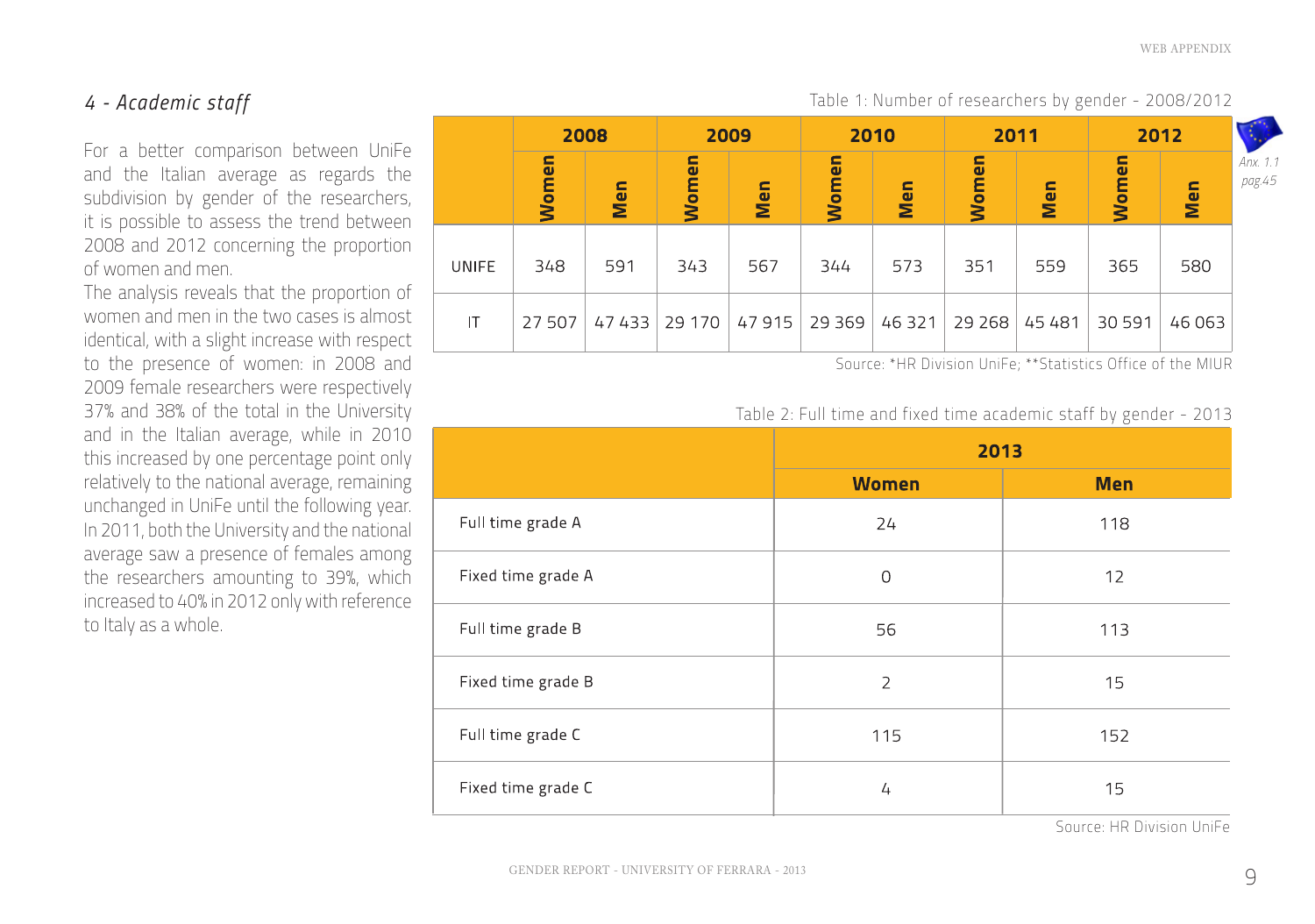## *4 - Academic staff*

For a better comparison between UniFe and the Italian average as regards the subdivision by gender of the researchers, it is possible to assess the trend between 2008 and 2012 concerning the proportion of women and men.

The analysis reveals that the proportion of women and men in the two cases is almost identical, with a slight increase with respect to the presence of women: in 2008 and 2009 female researchers were respectively 37% and 38% of the total in the University and in the Italian average, while in 2010 this increased by one percentage point only relatively to the national average, remaining unchanged in UniFe until the following year. In 2011, both the University and the national average saw a presence of females among the researchers amounting to 39%, which increased to 40% in 2012 only with reference to Italy as a whole.

Table 1: Number of researchers by gender - 2008/2012

*Anx. 1.1 pag.45*

| | 2008 | | 2009 | | 2010 | | 2011 | | 2012 | |
|---|---|---|---|---|---|---|---|---|---|---|
| | **Women** | **Men** | **Women** | **Men** | **Women** | **Men** | **Women** | **Men** | **Women** | **Men** |
| UNIFE | 348 | 591 | 343 | 567 | 344 | 573 | 351 | 559 | 365 | 580 |
| IT | 27 507 | 47 433 | 29 170 | 47 915 | 29 369 | 46 321 | 29 268 | 45 481 | 30 591 | 46 063 |

Source: *HR Division UniFe; **Statistics Office of the MIUR

Table 2: Full time and fixed time academic staff by gender - 2013

| | 2013 | |
|---|---|---|
| | **Women** | **Men** |
| Full time grade A | 24 | 118 |
| Fixed time grade A | 0 | 12 |
| Full time grade B | 56 | 113 |
| Fixed time grade B | 2 | 15 |
| Full time grade C | 115 | 152 |
| Fixed time grade C | 4 | 15 |

Source: HR Division UniFe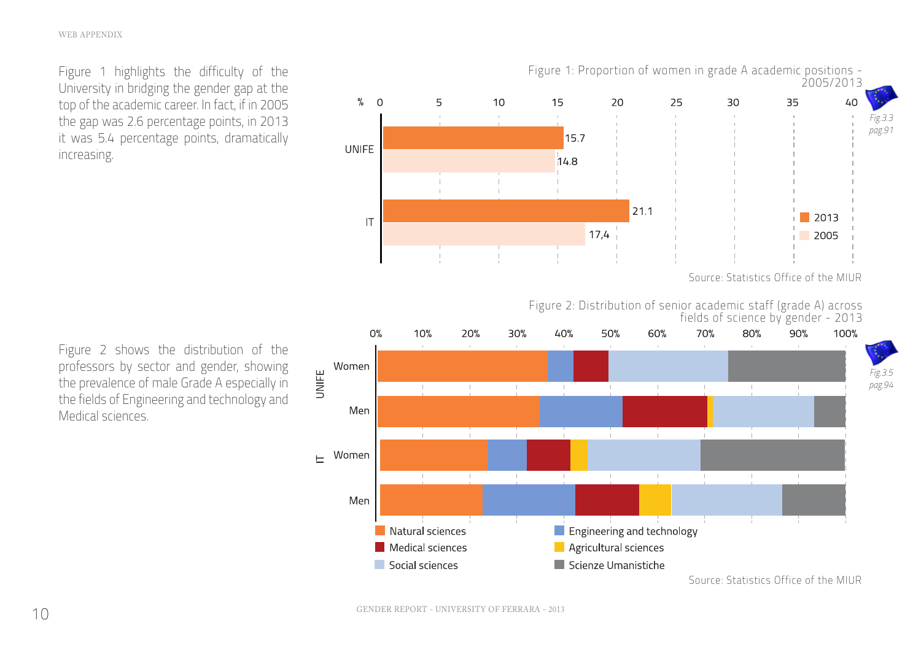Figure 1 highlights the difficulty of the University in bridging the gender gap at the top of the academic career. In fact, if in 2005 the gap was 2.6 percentage points, in 2013 it was 5.4 percentage points, dramatically increasing.

Figure 1: Proportion of women in grade A academic positions - 2005/2013

| % | 2013 | 2005 |
|---|---|---|
| UNIFE | 15.7 | 14.8 |
| IT | 21.1 | 17,4 |

*Fig.3.3 pag.91*

Source: Statistics Office of the MIUR

Figure 2 shows the distribution of the professors by sector and gender, showing the prevalence of male Grade A especially in the fields of Engineering and technology and Medical sciences.

Figure 2: Distribution of senior academic staff (grade A) across fields of science by gender - 2013

Legend: Natural sciences; Engineering and technology; Medical sciences; Agricultural sciences; Social sciences; Scienze Umanistiche

Rows: UNIFE – Women, Men; IT – Women, Men

*Fig.3.5 pag.94*

Source: Statistics Office of the MIUR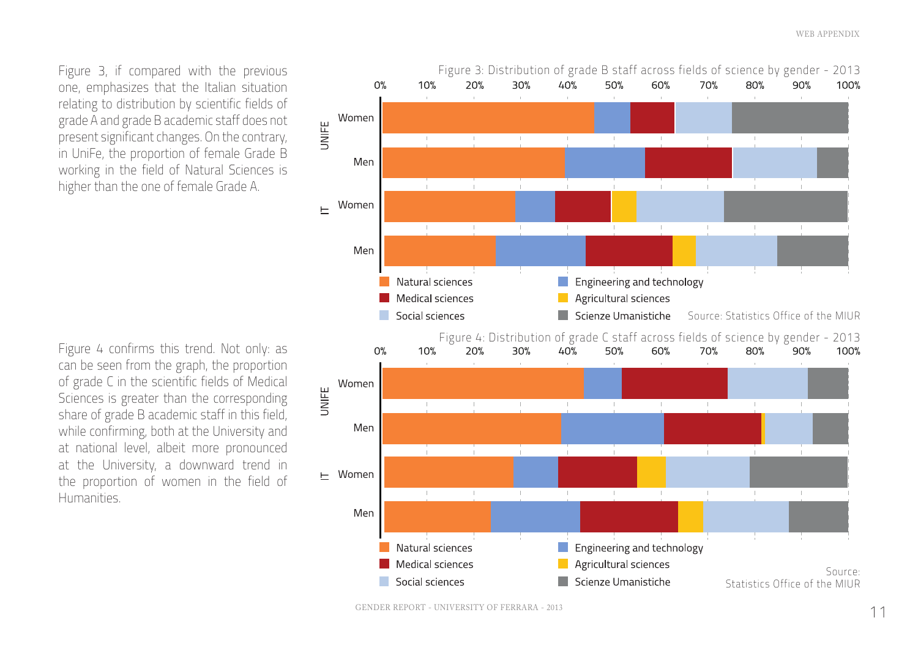Figure 3, if compared with the previous one, emphasizes that the Italian situation relating to distribution by scientific fields of grade A and grade B academic staff does not present significant changes. On the contrary, in UniFe, the proportion of female Grade B working in the field of Natural Sciences is higher than the one of female Grade A.

Figure 3: Distribution of grade B staff across fields of science by gender - 2013

Source: Statistics Office of the MIUR

Figure 4 confirms this trend. Not only: as can be seen from the graph, the proportion of grade C in the scientific fields of Medical Sciences is greater than the corresponding share of grade B academic staff in this field, while confirming, both at the University and at national level, albeit more pronounced at the University, a downward trend in the proportion of women in the field of Humanities.

Figure 4: Distribution of grade C staff across fields of science by gender - 2013

Source: Statistics Office of the MIUR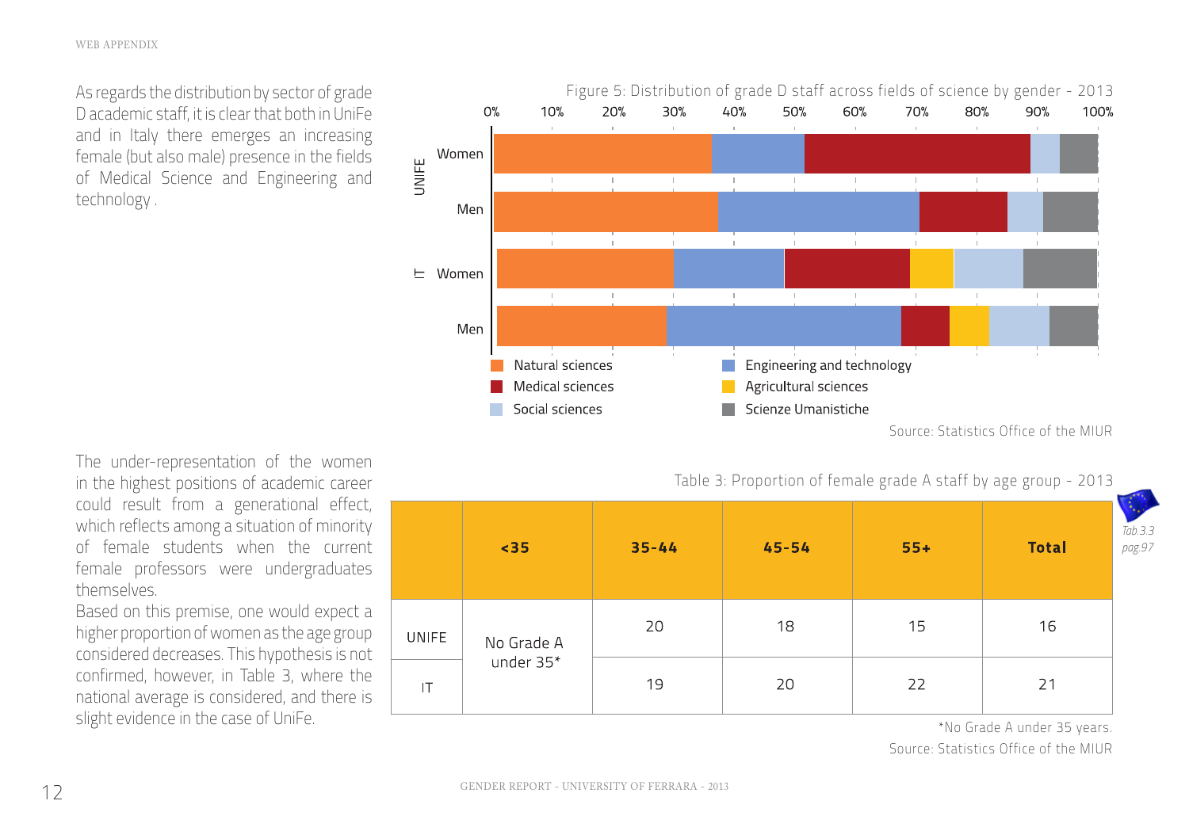As regards the distribution by sector of grade D academic staff, it is clear that both in UniFe and in Italy there emerges an increasing female (but also male) presence in the fields of Medical Science and Engineering and technology .

Figure 5: Distribution of grade D staff across fields of science by gender - 2013

Legend: Natural sciences; Engineering and technology; Medical sciences; Agricultural sciences; Social sciences; Scienze Umanistiche

Rows: UNIFE (Women, Men); IT (Women, Men)

Source: Statistics Office of the MIUR

The under-representation of the women in the highest positions of academic career could result from a generational effect, which reflects among a situation of minority of female students when the current female professors were undergraduates themselves.

Based on this premise, one would expect a higher proportion of women as the age group considered decreases. This hypothesis is not confirmed, however, in Table 3, where the national average is considered, and there is slight evidence in the case of UniFe.

Table 3: Proportion of female grade A staff by age group - 2013

|  | <35 | 35-44 | 45-54 | 55+ | Total |
|---|---|---|---|---|---|
| UNIFE | No Grade A under 35* | 20 | 18 | 15 | 16 |
| IT |  | 19 | 20 | 22 | 21 |

*Tab.3.3 pag.97*

*No Grade A under 35 years.

Source: Statistics Office of the MIUR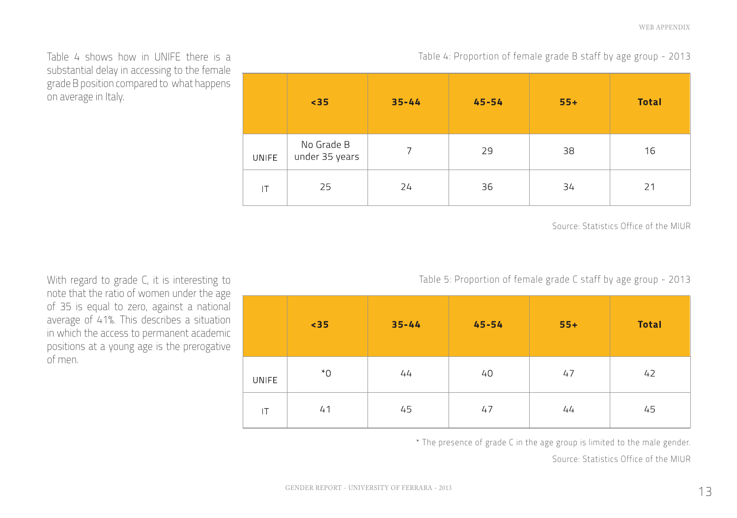Table 4 shows how in UNIFE there is a substantial delay in accessing to the female grade B position compared to what happens on average in Italy.

Table 4: Proportion of female grade B staff by age group - 2013

| | **<35** | **35-44** | **45-54** | **55+** | **Total** |
|---|---|---|---|---|---|
| UNIFE | No Grade B under 35 years | 7 | 29 | 38 | 16 |
| IT | 25 | 24 | 36 | 34 | 21 |

Source: Statistics Office of the MIUR

With regard to grade C, it is interesting to note that the ratio of women under the age of 35 is equal to zero, against a national average of 41%. This describes a situation in which the access to permanent academic positions at a young age is the prerogative of men.

Table 5: Proportion of female grade C staff by age group - 2013

| | **<35** | **35-44** | **45-54** | **55+** | **Total** |
|---|---|---|---|---|---|
| UNIFE | *0 | 44 | 40 | 47 | 42 |
| IT | 41 | 45 | 47 | 44 | 45 |

* The presence of grade C in the age group is limited to the male gender.

Source: Statistics Office of the MIUR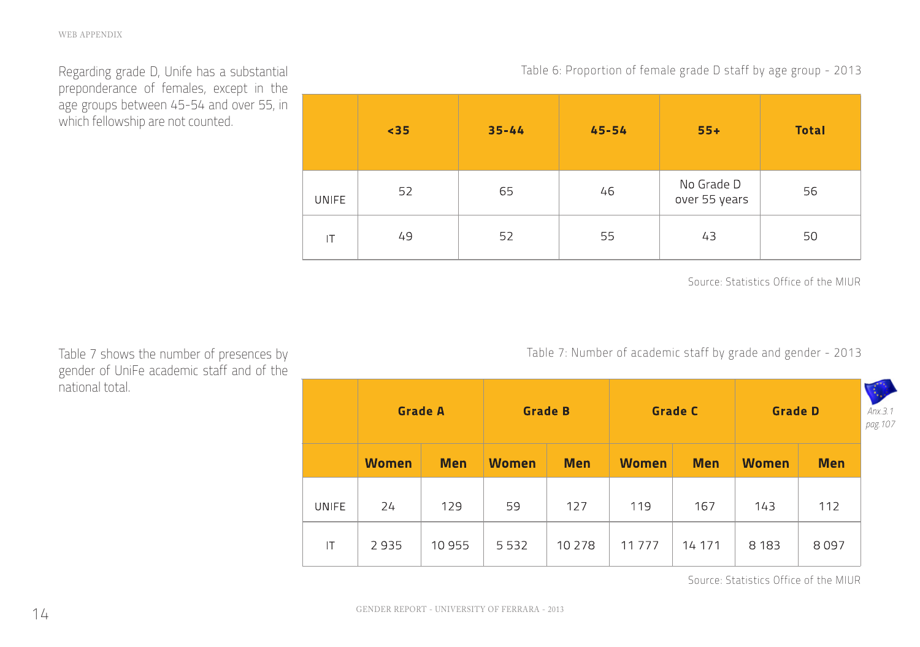Regarding grade D, Unife has a substantial preponderance of females, except in the age groups between 45-54 and over 55, in which fellowship are not counted.

Table 6: Proportion of female grade D staff by age group - 2013

| | <35 | 35-44 | 45-54 | 55+ | Total |
|---|---|---|---|---|---|
| UNIFE | 52 | 65 | 46 | No Grade D over 55 years | 56 |
| IT | 49 | 52 | 55 | 43 | 50 |

Source: Statistics Office of the MIUR

Table 7 shows the number of presences by gender of UniFe academic staff and of the national total.

Table 7: Number of academic staff by grade and gender - 2013

*Anx.3.1 pag.107*

| | Grade A | | Grade B | | Grade C | | Grade D | |
|---|---|---|---|---|---|---|---|---|
| | **Women** | **Men** | **Women** | **Men** | **Women** | **Men** | **Women** | **Men** |
| UNIFE | 24 | 129 | 59 | 127 | 119 | 167 | 143 | 112 |
| IT | 2 935 | 10 955 | 5 532 | 10 278 | 11 777 | 14 171 | 8 183 | 8 097 |

Source: Statistics Office of the MIUR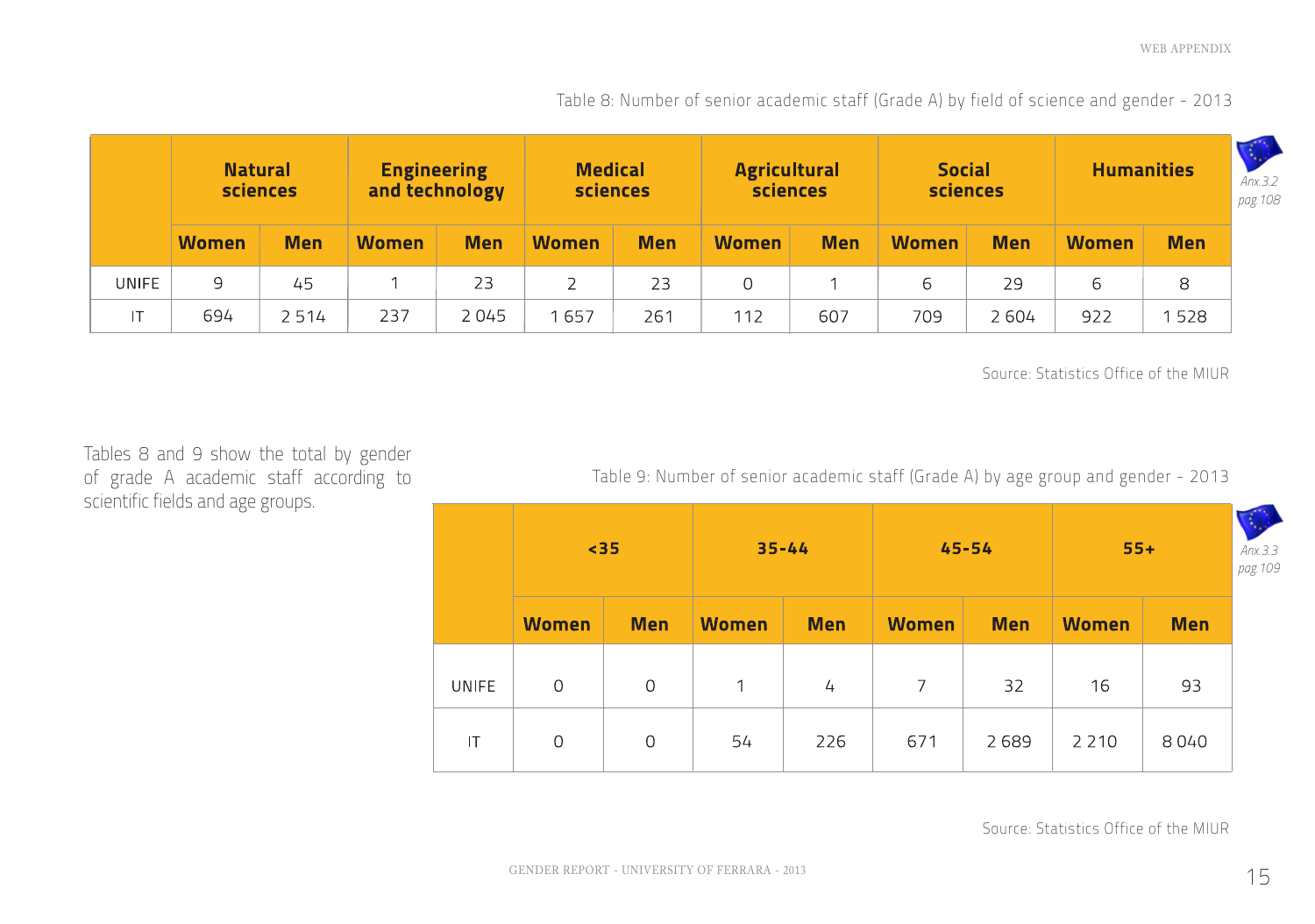Table 8: Number of senior academic staff (Grade A) by field of science and gender - 2013

| | Natural sciences | | Engineering and technology | | Medical sciences | | Agricultural sciences | | Social sciences | | Humanities | |
|---|---|---|---|---|---|---|---|---|---|---|---|---|
| | Women | Men | Women | Men | Women | Men | Women | Men | Women | Men | Women | Men |
| UNIFE | 9 | 45 | 1 | 23 | 2 | 23 | 0 | 1 | 6 | 29 | 6 | 8 |
| IT | 694 | 2 514 | 237 | 2 045 | 1 657 | 261 | 112 | 607 | 709 | 2 604 | 922 | 1 528 |

*Anx.3.2 pag.108*

Source: Statistics Office of the MIUR

Tables 8 and 9 show the total by gender of grade A academic staff according to scientific fields and age groups.

Table 9: Number of senior academic staff (Grade A) by age group and gender - 2013

| | <35 | | 35-44 | | 45-54 | | 55+ | |
|---|---|---|---|---|---|---|---|---|
| | Women | Men | Women | Men | Women | Men | Women | Men |
| UNIFE | 0 | 0 | 1 | 4 | 7 | 32 | 16 | 93 |
| IT | 0 | 0 | 54 | 226 | 671 | 2 689 | 2 210 | 8 040 |

*Anx.3.3 pag.109*

Source: Statistics Office of the MIUR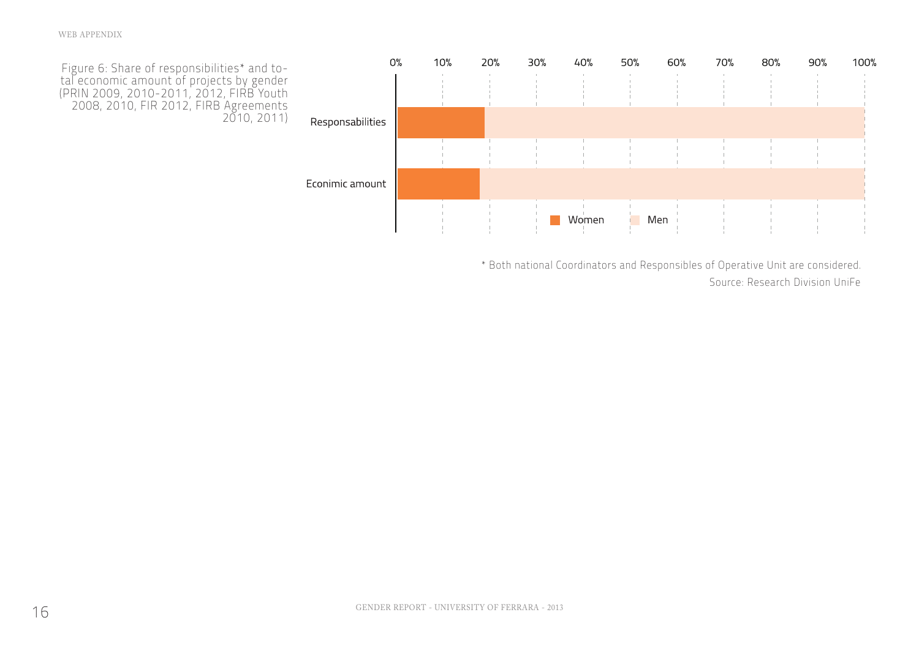Figure 6: Share of responsibilities* and total economic amount of projects by gender (PRIN 2009, 2010-2011, 2012, FIRB Youth 2008, 2010, FIR 2012, FIRB Agreements 2010, 2011)

0% 10% 20% 30% 40% 50% 60% 70% 80% 90% 100%

Responsabilities

Econimic amount

Women

Men

\* Both national Coordinators and Responsibles of Operative Unit are considered.

Source: Research Division UniFe